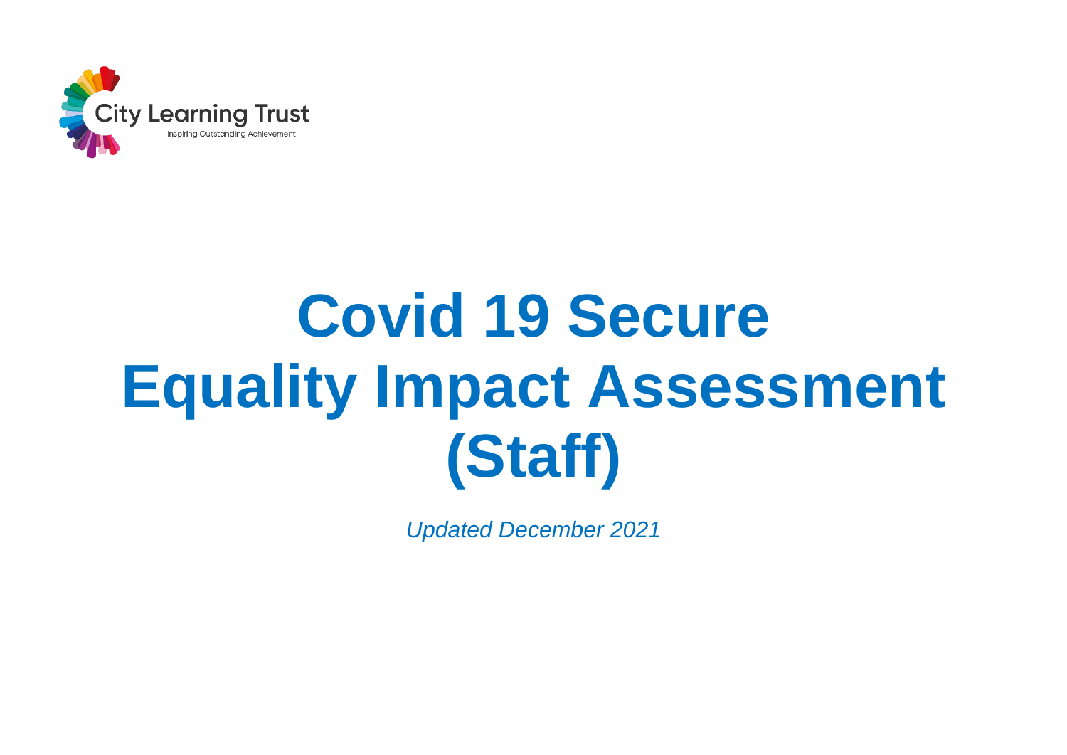City Learning Trust

Inspiring Outstanding Achievement

# Covid 19 Secure Equality Impact Assessment (Staff)

*Updated December 2021*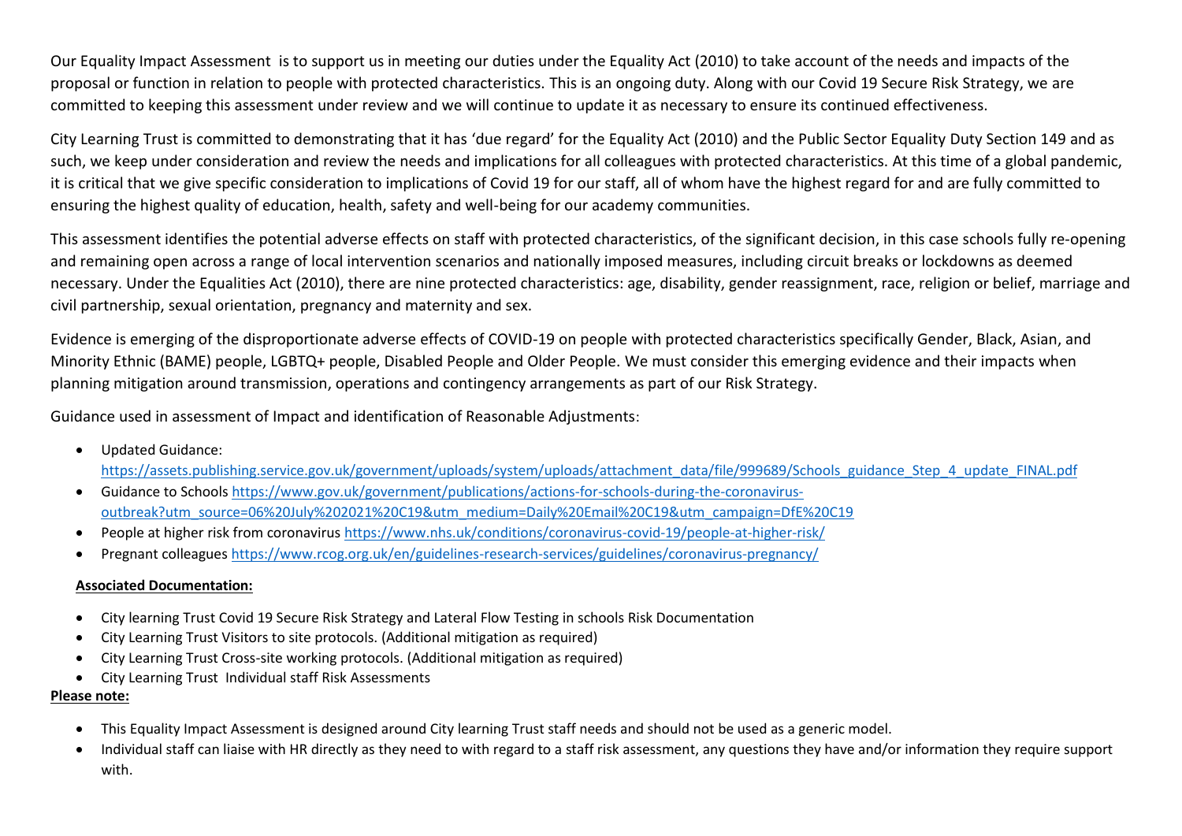Our Equality Impact Assessment is to support us in meeting our duties under the Equality Act (2010) to take account of the needs and impacts of the proposal or function in relation to people with protected characteristics. This is an ongoing duty. Along with our Covid 19 Secure Risk Strategy, we are committed to keeping this assessment under review and we will continue to update it as necessary to ensure its continued effectiveness.

City Learning Trust is committed to demonstrating that it has 'due regard' for the Equality Act (2010) and the Public Sector Equality Duty Section 149 and as such, we keep under consideration and review the needs and implications for all colleagues with protected characteristics. At this time of a global pandemic, it is critical that we give specific consideration to implications of Covid 19 for our staff, all of whom have the highest regard for and are fully committed to ensuring the highest quality of education, health, safety and well-being for our academy communities.

This assessment identifies the potential adverse effects on staff with protected characteristics, of the significant decision, in this case schools fully re-opening and remaining open across a range of local intervention scenarios and nationally imposed measures, including circuit breaks or lockdowns as deemed necessary. Under the Equalities Act (2010), there are nine protected characteristics: age, disability, gender reassignment, race, religion or belief, marriage and civil partnership, sexual orientation, pregnancy and maternity and sex.

Evidence is emerging of the disproportionate adverse effects of COVID-19 on people with protected characteristics specifically Gender, Black, Asian, and Minority Ethnic (BAME) people, LGBTQ+ people, Disabled People and Older People. We must consider this emerging evidence and their impacts when planning mitigation around transmission, operations and contingency arrangements as part of our Risk Strategy.

Guidance used in assessment of Impact and identification of Reasonable Adjustments:

- Updated Guidance: https://assets.publishing.service.gov.uk/government/uploads/system/uploads/attachment_data/file/999689/Schools_guidance_Step_4_update_FINAL.pdf
- Guidance to Schools https://www.gov.uk/government/publications/actions-for-schools-during-the-coronavirus-outbreak?utm_source=06%20July%202021%20C19&utm_medium=Daily%20Email%20C19&utm_campaign=DfE%20C19
- People at higher risk from coronavirus https://www.nhs.uk/conditions/coronavirus-covid-19/people-at-higher-risk/
- Pregnant colleagues https://www.rcog.org.uk/en/guidelines-research-services/guidelines/coronavirus-pregnancy/

**Associated Documentation:**

- City learning Trust Covid 19 Secure Risk Strategy and Lateral Flow Testing in schools Risk Documentation
- City Learning Trust Visitors to site protocols. (Additional mitigation as required)
- City Learning Trust Cross-site working protocols. (Additional mitigation as required)
- City Learning Trust Individual staff Risk Assessments

**Please note:**

- This Equality Impact Assessment is designed around City learning Trust staff needs and should not be used as a generic model.
- Individual staff can liaise with HR directly as they need to with regard to a staff risk assessment, any questions they have and/or information they require support with.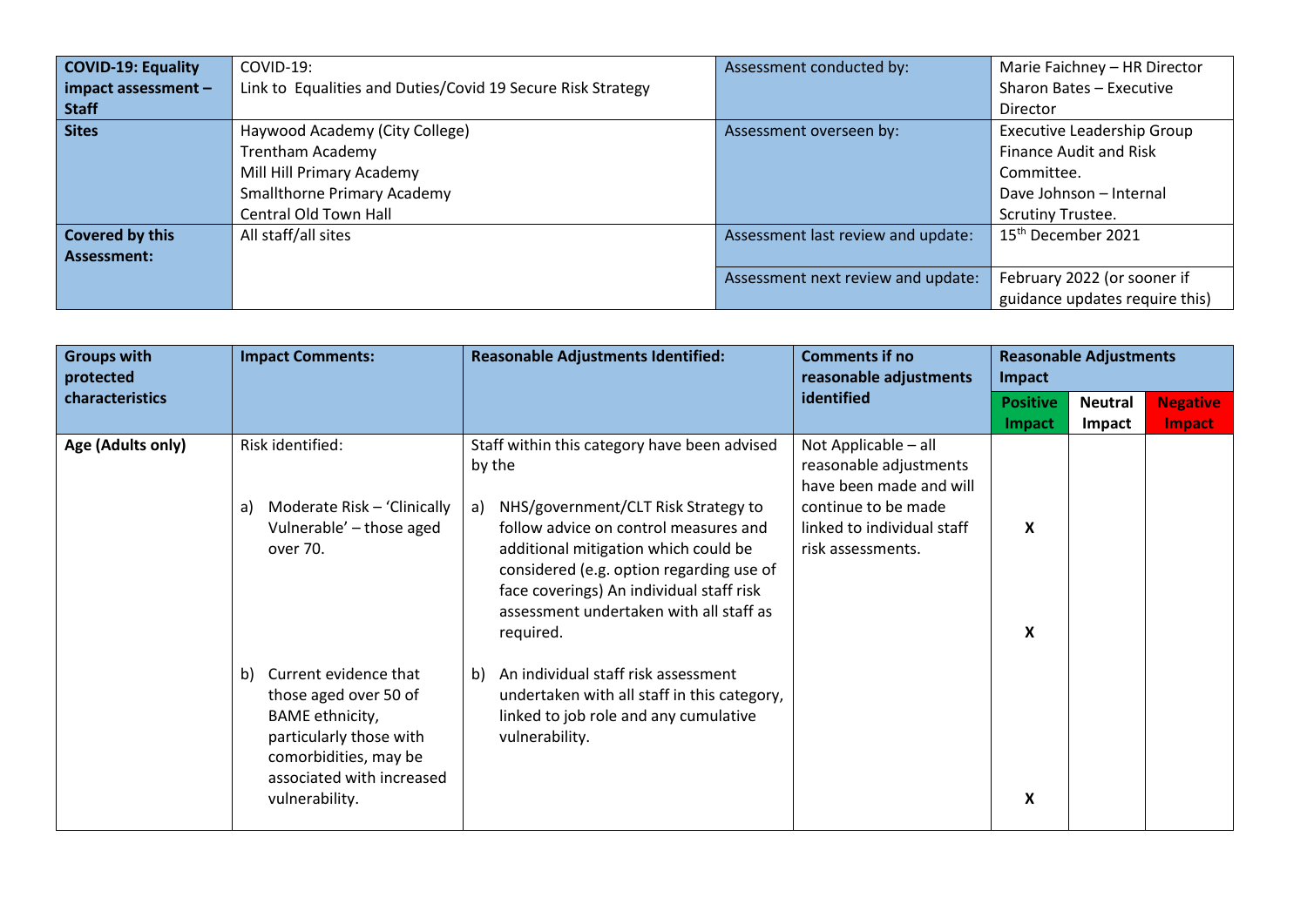| **COVID-19: Equality impact assessment – Staff** | COVID-19:<br>Link to Equalities and Duties/Covid 19 Secure Risk Strategy | Assessment conducted by: | Marie Faichney – HR Director<br>Sharon Bates – Executive Director |
|---|---|---|---|
| **Sites** | Haywood Academy (City College)<br>Trentham Academy<br>Mill Hill Primary Academy<br>Smallthorne Primary Academy<br>Central Old Town Hall | Assessment overseen by: | Executive Leadership Group<br>Finance Audit and Risk Committee.<br>Dave Johnson – Internal Scrutiny Trustee. |
| **Covered by this Assessment:** | All staff/all sites | Assessment last review and update: | 15th December 2021 |
| | | Assessment next review and update: | February 2022 (or sooner if guidance updates require this) |

| **Groups with protected characteristics** | **Impact Comments:** | **Reasonable Adjustments Identified:** | **Comments if no reasonable adjustments identified** | **Reasonable Adjustments Impact** | | |
|---|---|---|---|---|---|---|
| | | | | **Positive Impact** | **Neutral Impact** | **Negative Impact** |
| **Age (Adults only)** | Risk identified: | Staff within this category have been advised by the | Not Applicable – all reasonable adjustments have been made and will continue to be made linked to individual staff risk assessments. | | | |
| | a) Moderate Risk – 'Clinically Vulnerable' – those aged over 70. | a) NHS/government/CLT Risk Strategy to follow advice on control measures and additional mitigation which could be considered (e.g. option regarding use of face coverings) An individual staff risk assessment undertaken with all staff as required. | | X<br><br>X | | |
| | b) Current evidence that those aged over 50 of BAME ethnicity, particularly those with comorbidities, may be associated with increased vulnerability. | b) An individual staff risk assessment undertaken with all staff in this category, linked to job role and any cumulative vulnerability. | | X | | |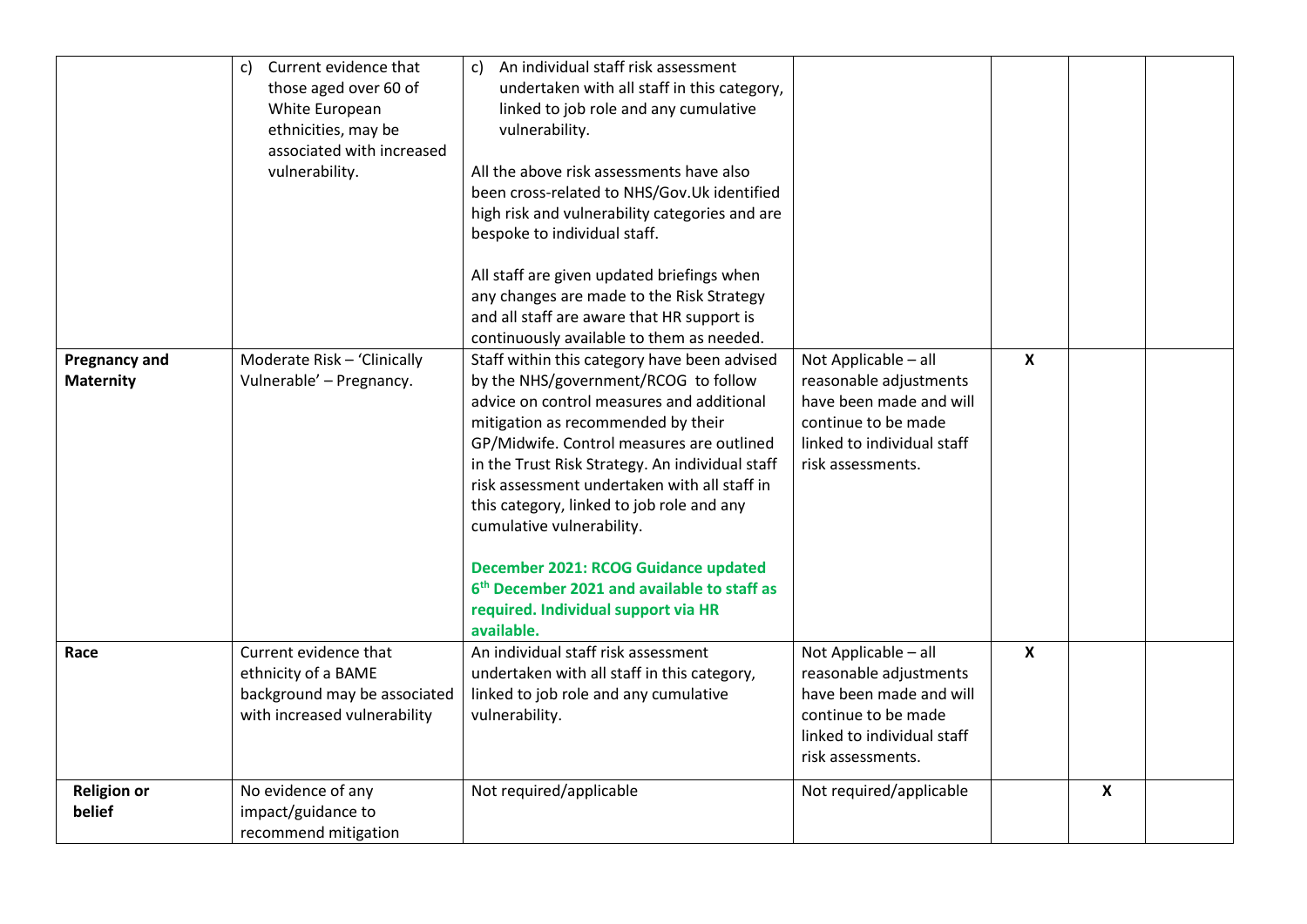| | | | | | | |
|---|---|---|---|---|---|---|
| | c) Current evidence that those aged over 60 of White European ethnicities, may be associated with increased vulnerability. | c) An individual staff risk assessment undertaken with all staff in this category, linked to job role and any cumulative vulnerability.<br><br>All the above risk assessments have also been cross-related to NHS/Gov.Uk identified high risk and vulnerability categories and are bespoke to individual staff.<br><br>All staff are given updated briefings when any changes are made to the Risk Strategy and all staff are aware that HR support is continuously available to them as needed. | | | | |
| **Pregnancy and Maternity** | Moderate Risk – 'Clinically Vulnerable' – Pregnancy. | Staff within this category have been advised by the NHS/government/RCOG to follow advice on control measures and additional mitigation as recommended by their GP/Midwife. Control measures are outlined in the Trust Risk Strategy. An individual staff risk assessment undertaken with all staff in this category, linked to job role and any cumulative vulnerability.<br><br>**December 2021: RCOG Guidance updated 6th December 2021 and available to staff as required. Individual support via HR available.** | Not Applicable – all reasonable adjustments have been made and will continue to be made linked to individual staff risk assessments. | X | | |
| **Race** | Current evidence that ethnicity of a BAME background may be associated with increased vulnerability | An individual staff risk assessment undertaken with all staff in this category, linked to job role and any cumulative vulnerability. | Not Applicable – all reasonable adjustments have been made and will continue to be made linked to individual staff risk assessments. | X | | |
| **Religion or belief** | No evidence of any impact/guidance to recommend mitigation | Not required/applicable | Not required/applicable | | X | |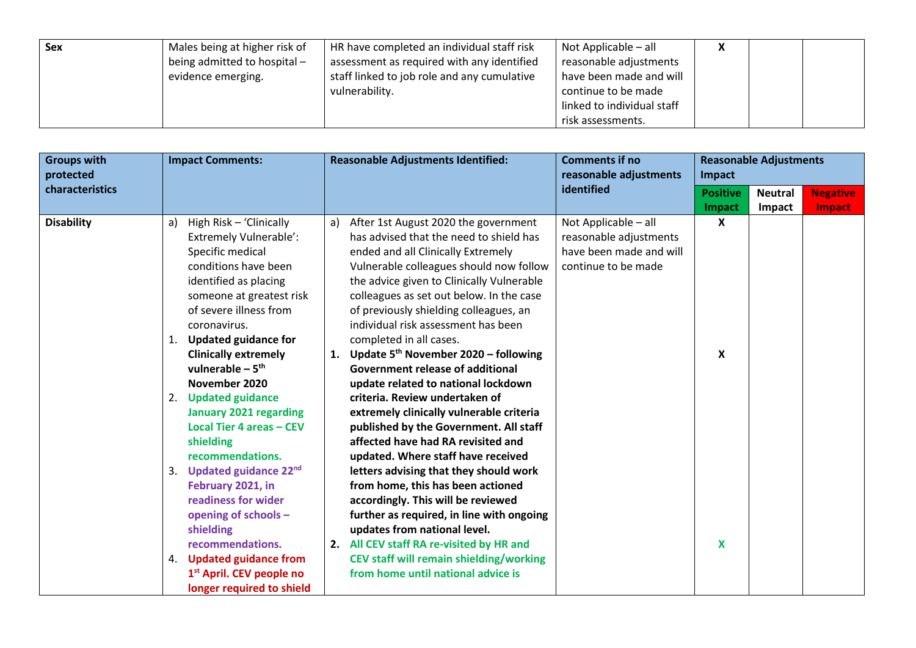| Sex | Males being at higher risk of being admitted to hospital – evidence emerging. | HR have completed an individual staff risk assessment as required with any identified staff linked to job role and any cumulative vulnerability. | Not Applicable – all reasonable adjustments have been made and will continue to be made linked to individual staff risk assessments. | X | | |
|---|---|---|---|---|---|---|

| Groups with protected characteristics | Impact Comments: | Reasonable Adjustments Identified: | Comments if no reasonable adjustments identified | Reasonable Adjustments Impact | | |
|---|---|---|---|---|---|---|
| | | | | Positive Impact | Neutral Impact | Negative Impact |
| **Disability** | a) High Risk – 'Clinically Extremely Vulnerable': Specific medical conditions have been identified as placing someone at greatest risk of severe illness from coronavirus. | a) After 1st August 2020 the government has advised that the need to shield has ended and all Clinically Extremely Vulnerable colleagues should now follow the advice given to Clinically Vulnerable colleagues as set out below. In the case of previously shielding colleagues, an individual risk assessment has been completed in all cases. | Not Applicable – all reasonable adjustments have been made and will continue to be made | X | | |
| | 1. **Updated guidance for Clinically extremely vulnerable – 5th November 2020** | 1. **Update 5th November 2020 – following Government release of additional update related to national lockdown criteria. Review undertaken of extremely clinically vulnerable criteria published by the Government. All staff affected have had RA revisited and updated. Where staff have received letters advising that they should work from home, this has been actioned accordingly. This will be reviewed further as required, in line with ongoing updates from national level.** | | X | | |
| | 2. **Updated guidance January 2021 regarding Local Tier 4 areas – CEV shielding recommendations.** | 2. **All CEV staff RA re-visited by HR and CEV staff will remain shielding/working from home until national advice is** | | X | | |
| | 3. **Updated guidance 22nd February 2021, in readiness for wider opening of schools – shielding recommendations.** | | | | | |
| | 4. **Updated guidance from 1st April. CEV people no longer required to shield** | | | | | |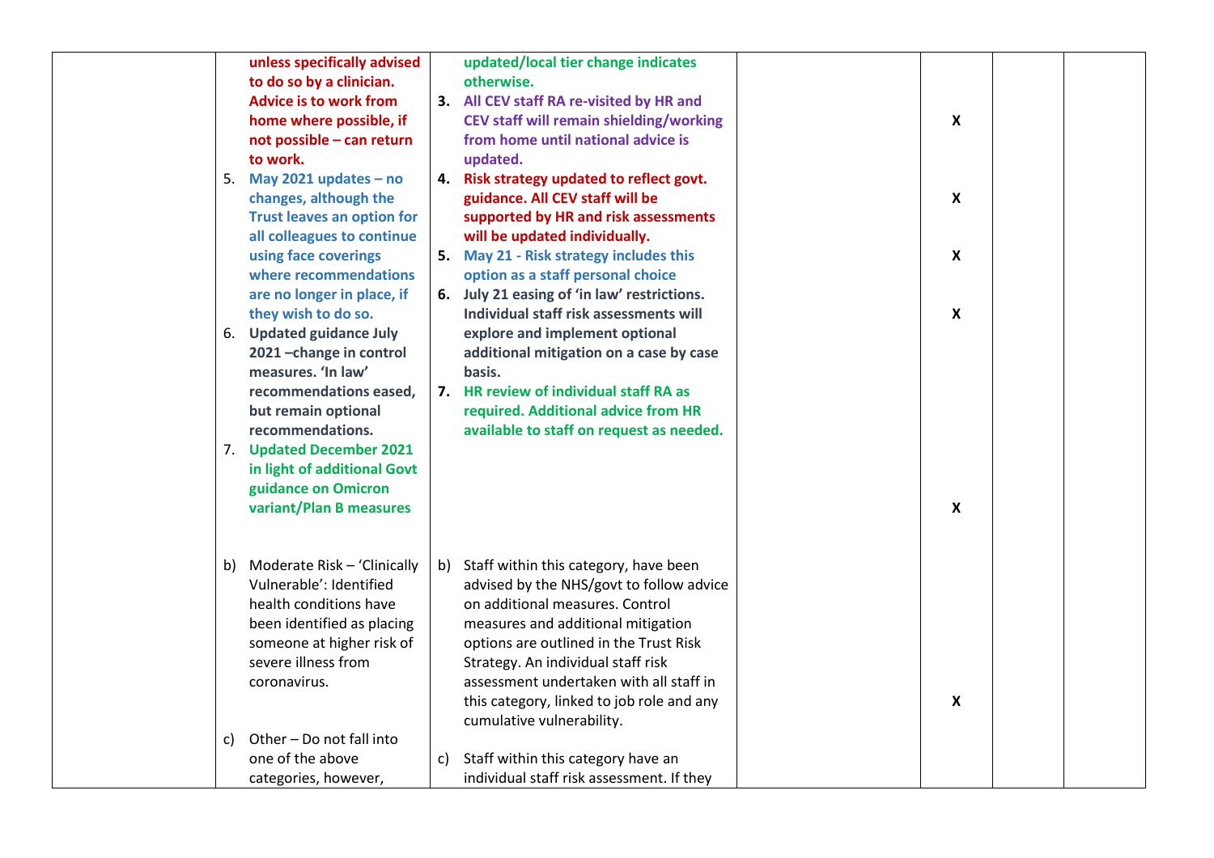| | | | | | | |
|---|---|---|---|---|---|---|
| | **unless specifically advised to do so by a clinician. Advice is to work from home where possible, if not possible – can return to work.**<br>5. **May 2021 updates – no changes, although the Trust leaves an option for all colleagues to continue using face coverings where recommendations are no longer in place, if they wish to do so.**<br>6. **Updated guidance July 2021 –change in control measures. 'In law' recommendations eased, but remain optional recommendations.**<br>7. **Updated December 2021 in light of additional Govt guidance on Omicron variant/Plan B measures** | **updated/local tier change indicates otherwise.**<br>**3. All CEV staff RA re-visited by HR and CEV staff will remain shielding/working from home until national advice is updated.**<br>**4. Risk strategy updated to reflect govt. guidance. All CEV staff will be supported by HR and risk assessments will be updated individually.**<br>**5. May 21 - Risk strategy includes this option as a staff personal choice**<br>**6. July 21 easing of 'in law' restrictions. Individual staff risk assessments will explore and implement optional additional mitigation on a case by case basis.**<br>**7. HR review of individual staff RA as required. Additional advice from HR available to staff on request as needed.** | | **X**<br>**X**<br>**X**<br>**X**<br>**X** | | |
| | b) Moderate Risk – 'Clinically Vulnerable': Identified health conditions have been identified as placing someone at higher risk of severe illness from coronavirus. | b) Staff within this category, have been advised by the NHS/govt to follow advice on additional measures. Control measures and additional mitigation options are outlined in the Trust Risk Strategy. An individual staff risk assessment undertaken with all staff in this category, linked to job role and any cumulative vulnerability. | | **X** | | |
| | c) Other – Do not fall into one of the above categories, however, | c) Staff within this category have an individual staff risk assessment. If they | | | | |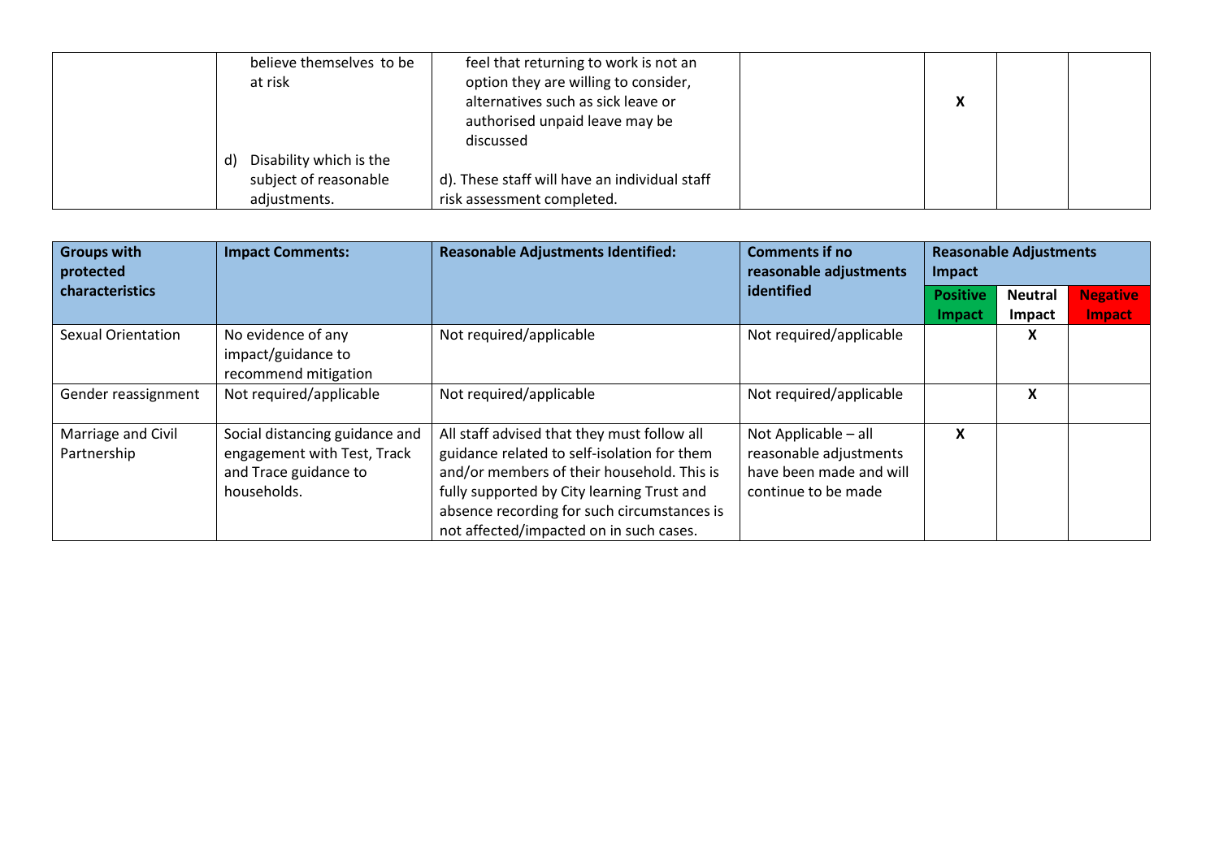| | | | | | | |
|---|---|---|---|---|---|---|
| | believe themselves to be at risk<br><br>d) Disability which is the subject of reasonable adjustments. | feel that returning to work is not an option they are willing to consider, alternatives such as sick leave or authorised unpaid leave may be discussed<br><br>d). These staff will have an individual staff risk assessment completed. | | X | | |

| Groups with protected characteristics | Impact Comments: | Reasonable Adjustments Identified: | Comments if no reasonable adjustments identified | Reasonable Adjustments Impact | | |
|---|---|---|---|---|---|---|
| | | | | Positive Impact | Neutral Impact | Negative Impact |
| Sexual Orientation | No evidence of any impact/guidance to recommend mitigation | Not required/applicable | Not required/applicable | | X | |
| Gender reassignment | Not required/applicable | Not required/applicable | Not required/applicable | | X | |
| Marriage and Civil Partnership | Social distancing guidance and engagement with Test, Track and Trace guidance to households. | All staff advised that they must follow all guidance related to self-isolation for them and/or members of their household. This is fully supported by City learning Trust and absence recording for such circumstances is not affected/impacted on in such cases. | Not Applicable – all reasonable adjustments have been made and will continue to be made | X | | |